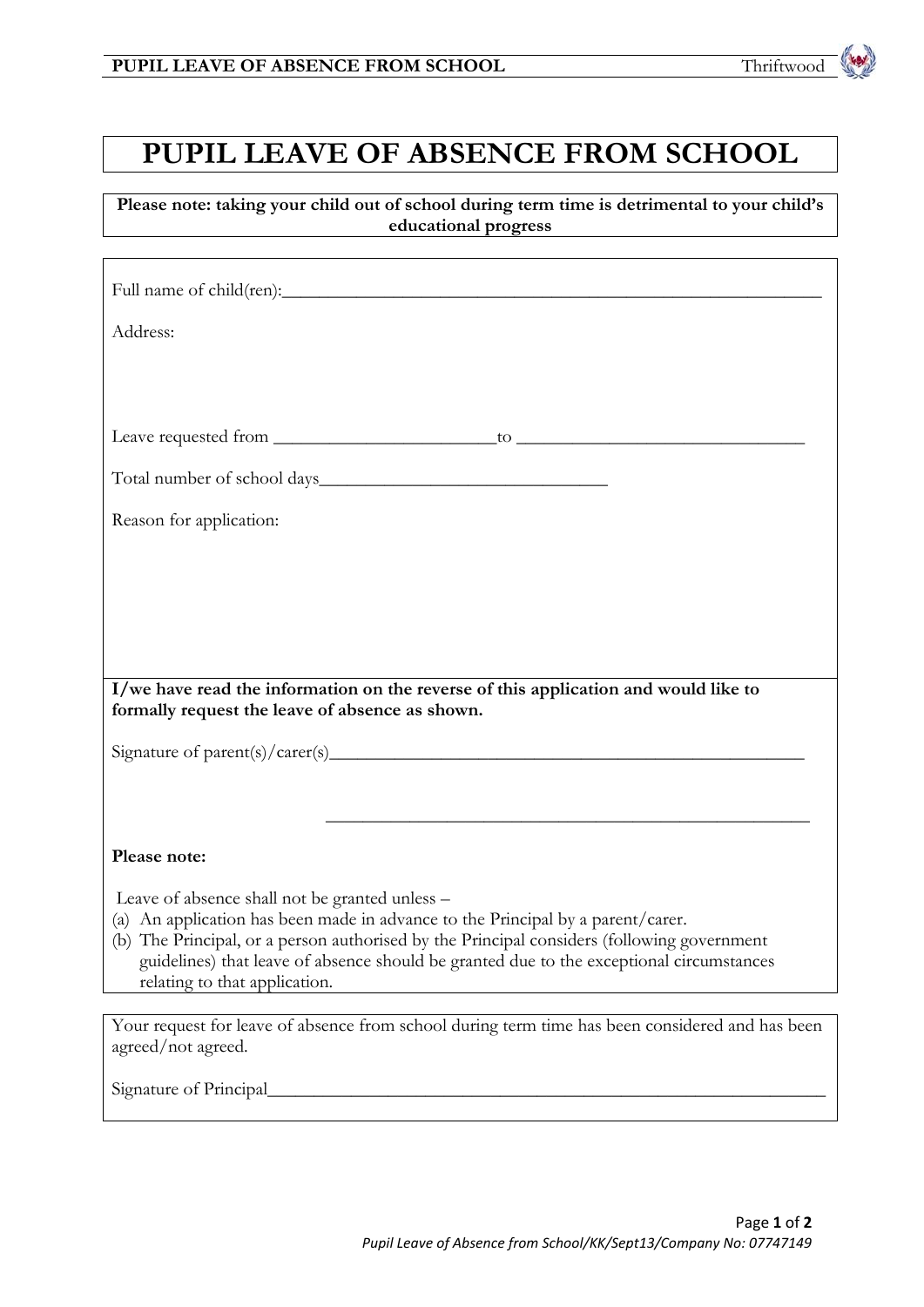# PUPIL LEAVE OF ABSENCE FROM SCHOOL

**Please note: taking your child out of school during term time is detrimental to your child's educational progress**

Full name of child(ren):_______________________________________________________________

Address:

Leave requested from _________________________to _________________________________

Total number of school days________________________________

Reason for application:

**I/we have read the information on the reverse of this application and would like to formally request the leave of absence as shown.**

Signature of parent(s)/carer(s)_______________________________________________________

_______________________________________________________

**Please note:**

Leave of absence shall not be granted unless –

(a) An application has been made in advance to the Principal by a parent/carer.
(b) The Principal, or a person authorised by the Principal considers (following government guidelines) that leave of absence should be granted due to the exceptional circumstances relating to that application.

Your request for leave of absence from school during term time has been considered and has been agreed/not agreed.

Signature of Principal_________________________________________________________________

*Pupil Leave of Absence from School/KK/Sept13/Company No: 07747149*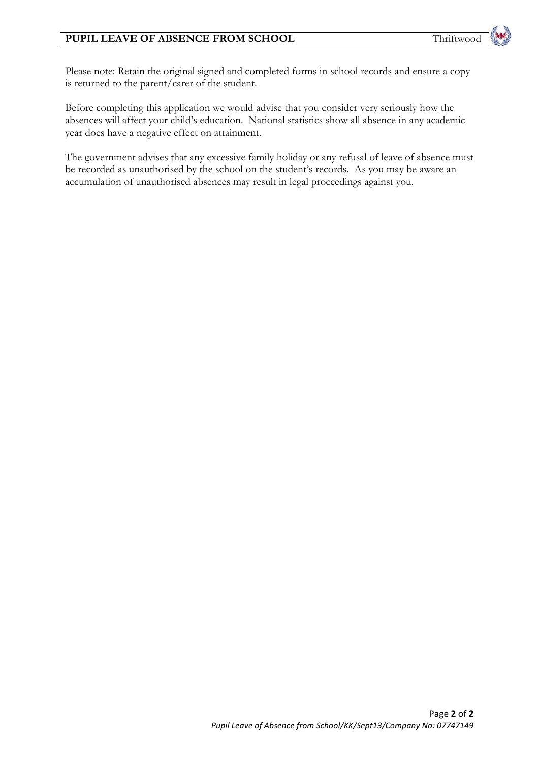Please note: Retain the original signed and completed forms in school records and ensure a copy is returned to the parent/carer of the student.

Before completing this application we would advise that you consider very seriously how the absences will affect your child's education. National statistics show all absence in any academic year does have a negative effect on attainment.

The government advises that any excessive family holiday or any refusal of leave of absence must be recorded as unauthorised by the school on the student's records. As you may be aware an accumulation of unauthorised absences may result in legal proceedings against you.